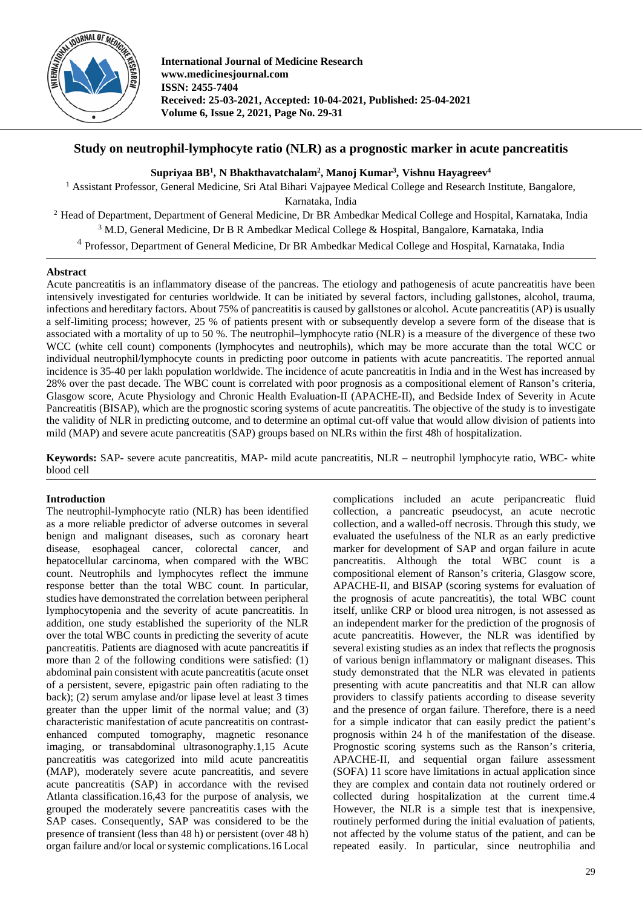# Study on neutrophil-lymphocyte ratio (NLR) as a prognostic marker in acute pancreatitis

**Supriyaa BB[1], N Bhakthavatchalam[2], Manoj Kumar[3], Vishnu Hayagreev[4]**

[1] Assistant Professor, General Medicine, Sri Atal Bihari Vajpayee Medical College and Research Institute, Bangalore, Karnataka, India

[2] Head of Department, Department of General Medicine, Dr BR Ambedkar Medical College and Hospital, Karnataka, India

[3] M.D, General Medicine, Dr B R Ambedkar Medical College & Hospital, Bangalore, Karnataka, India

[4] Professor, Department of General Medicine, Dr BR Ambedkar Medical College and Hospital, Karnataka, India

## Abstract

Acute pancreatitis is an inflammatory disease of the pancreas. The etiology and pathogenesis of acute pancreatitis have been intensively investigated for centuries worldwide. It can be initiated by several factors, including gallstones, alcohol, trauma, infections and hereditary factors. About 75% of pancreatitis is caused by gallstones or alcohol. Acute pancreatitis (AP) is usually a self-limiting process; however, 25 % of patients present with or subsequently develop a severe form of the disease that is associated with a mortality of up to 50 %. The neutrophil–lymphocyte ratio (NLR) is a measure of the divergence of these two WCC (white cell count) components (lymphocytes and neutrophils), which may be more accurate than the total WCC or individual neutrophil/lymphocyte counts in predicting poor outcome in patients with acute pancreatitis. The reported annual incidence is 35-40 per lakh population worldwide. The incidence of acute pancreatitis in India and in the West has increased by 28% over the past decade. The WBC count is correlated with poor prognosis as a compositional element of Ranson's criteria, Glasgow score, Acute Physiology and Chronic Health Evaluation-II (APACHE-II), and Bedside Index of Severity in Acute Pancreatitis (BISAP), which are the prognostic scoring systems of acute pancreatitis. The objective of the study is to investigate the validity of NLR in predicting outcome, and to determine an optimal cut-off value that would allow division of patients into mild (MAP) and severe acute pancreatitis (SAP) groups based on NLRs within the first 48h of hospitalization.

**Keywords:** SAP- severe acute pancreatitis, MAP- mild acute pancreatitis, NLR – neutrophil lymphocyte ratio, WBC- white blood cell

## Introduction

The neutrophil-lymphocyte ratio (NLR) has been identified as a more reliable predictor of adverse outcomes in several benign and malignant diseases, such as coronary heart disease, esophageal cancer, colorectal cancer, and hepatocellular carcinoma, when compared with the WBC count. Neutrophils and lymphocytes reflect the immune response better than the total WBC count. In particular, studies have demonstrated the correlation between peripheral lymphocytopenia and the severity of acute pancreatitis. In addition, one study established the superiority of the NLR over the total WBC counts in predicting the severity of acute pancreatitis. Patients are diagnosed with acute pancreatitis if more than 2 of the following conditions were satisfied: (1) abdominal pain consistent with acute pancreatitis (acute onset of a persistent, severe, epigastric pain often radiating to the back); (2) serum amylase and/or lipase level at least 3 times greater than the upper limit of the normal value; and (3) characteristic manifestation of acute pancreatitis on contrast-enhanced computed tomography, magnetic resonance imaging, or transabdominal ultrasonography.1,15 Acute pancreatitis was categorized into mild acute pancreatitis (MAP), moderately severe acute pancreatitis, and severe acute pancreatitis (SAP) in accordance with the revised Atlanta classification.16,43 for the purpose of analysis, we grouped the moderately severe pancreatitis cases with the SAP cases. Consequently, SAP was considered to be the presence of transient (less than 48 h) or persistent (over 48 h) organ failure and/or local or systemic complications.16 Local complications included an acute peripancreatic fluid collection, a pancreatic pseudocyst, an acute necrotic collection, and a walled-off necrosis. Through this study, we evaluated the usefulness of the NLR as an early predictive marker for development of SAP and organ failure in acute pancreatitis. Although the total WBC count is a compositional element of Ranson's criteria, Glasgow score, APACHE-II, and BISAP (scoring systems for evaluation of the prognosis of acute pancreatitis), the total WBC count itself, unlike CRP or blood urea nitrogen, is not assessed as an independent marker for the prediction of the prognosis of acute pancreatitis. However, the NLR was identified by several existing studies as an index that reflects the prognosis of various benign inflammatory or malignant diseases. This study demonstrated that the NLR was elevated in patients presenting with acute pancreatitis and that NLR can allow providers to classify patients according to disease severity and the presence of organ failure. Therefore, there is a need for a simple indicator that can easily predict the patient's prognosis within 24 h of the manifestation of the disease. Prognostic scoring systems such as the Ranson's criteria, APACHE-II, and sequential organ failure assessment (SOFA) 11 score have limitations in actual application since they are complex and contain data not routinely ordered or collected during hospitalization at the current time.4 However, the NLR is a simple test that is inexpensive, routinely performed during the initial evaluation of patients, not affected by the volume status of the patient, and can be repeated easily. In particular, since neutrophilia and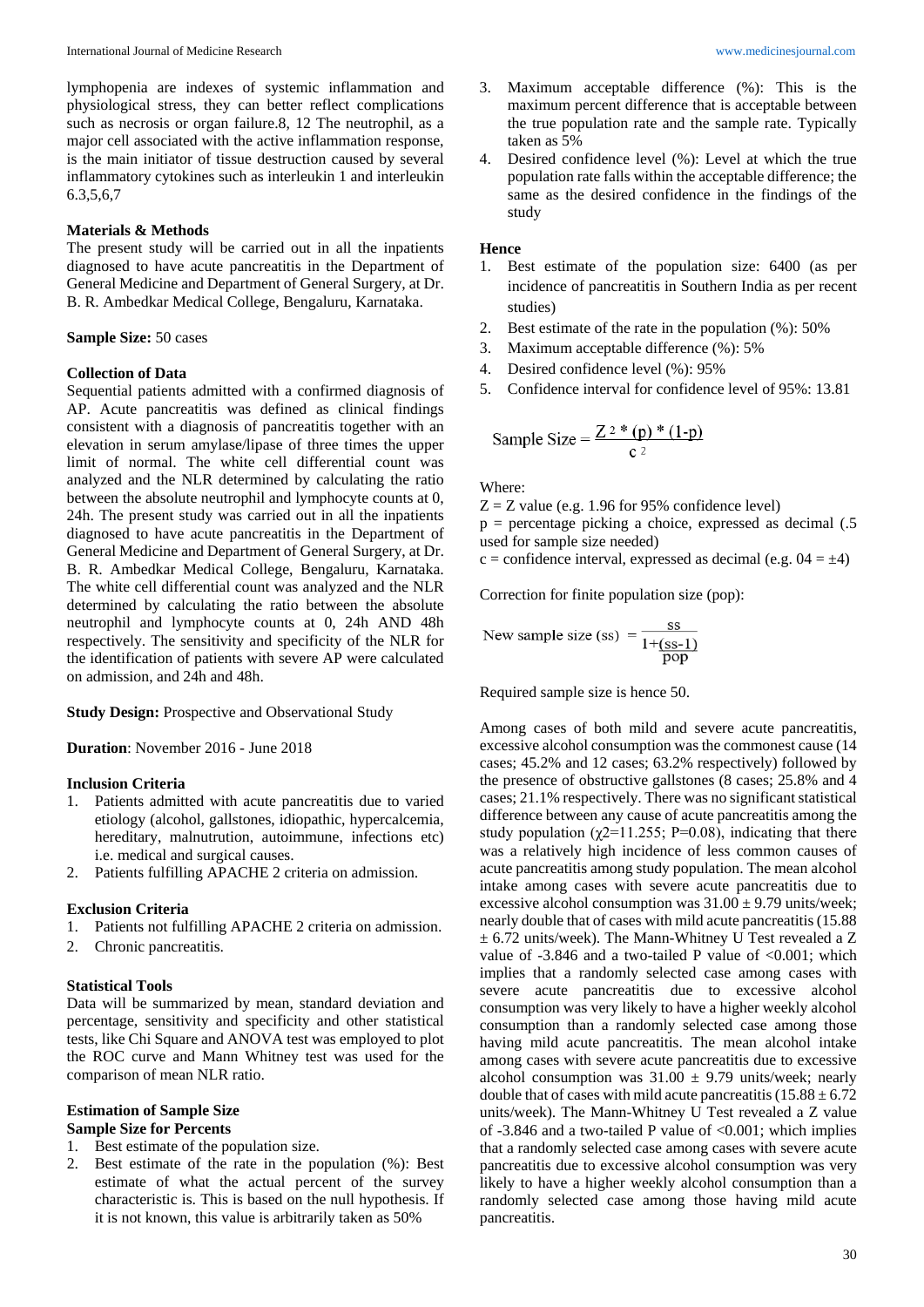lymphopenia are indexes of systemic inflammation and physiological stress, they can better reflect complications such as necrosis or organ failure.8, 12 The neutrophil, as a major cell associated with the active inflammation response, is the main initiator of tissue destruction caused by several inflammatory cytokines such as interleukin 1 and interleukin 6.3,5,6,7

## Materials & Methods

The present study will be carried out in all the inpatients diagnosed to have acute pancreatitis in the Department of General Medicine and Department of General Surgery, at Dr. B. R. Ambedkar Medical College, Bengaluru, Karnataka.

**Sample Size:** 50 cases

### Collection of Data

Sequential patients admitted with a confirmed diagnosis of AP. Acute pancreatitis was defined as clinical findings consistent with a diagnosis of pancreatitis together with an elevation in serum amylase/lipase of three times the upper limit of normal. The white cell differential count was analyzed and the NLR determined by calculating the ratio between the absolute neutrophil and lymphocyte counts at 0, 24h. The present study was carried out in all the inpatients diagnosed to have acute pancreatitis in the Department of General Medicine and Department of General Surgery, at Dr. B. R. Ambedkar Medical College, Bengaluru, Karnataka. The white cell differential count was analyzed and the NLR determined by calculating the ratio between the absolute neutrophil and lymphocyte counts at 0, 24h AND 48h respectively. The sensitivity and specificity of the NLR for the identification of patients with severe AP were calculated on admission, and 24h and 48h.

**Study Design:** Prospective and Observational Study

**Duration**: November 2016 - June 2018

### Inclusion Criteria

1. Patients admitted with acute pancreatitis due to varied etiology (alcohol, gallstones, idiopathic, hypercalcemia, hereditary, malnutrion, autoimmune, infections etc) i.e. medical and surgical causes.
2. Patients fulfilling APACHE 2 criteria on admission.

### Exclusion Criteria

1. Patients not fulfilling APACHE 2 criteria on admission.
2. Chronic pancreatitis.

### Statistical Tools

Data will be summarized by mean, standard deviation and percentage, sensitivity and specificity and other statistical tests, like Chi Square and ANOVA test was employed to plot the ROC curve and Mann Whitney test was used for the comparison of mean NLR ratio.

### Estimation of Sample Size

**Sample Size for Percents**

1. Best estimate of the population size.
2. Best estimate of the rate in the population (%): Best estimate of what the actual percent of the survey characteristic is. This is based on the null hypothesis. If it is not known, this value is arbitrarily taken as 50%
3. Maximum acceptable difference (%): This is the maximum percent difference that is acceptable between the true population rate and the sample rate. Typically taken as 5%
4. Desired confidence level (%): Level at which the true population rate falls within the acceptable difference; the same as the desired confidence in the findings of the study

**Hence**

1. Best estimate of the population size: 6400 (as per incidence of pancreatitis in Southern India as per recent studies)
2. Best estimate of the rate in the population (%): 50%
3. Maximum acceptable difference (%): 5%
4. Desired confidence level (%): 95%
5. Confidence interval for confidence level of 95%: 13.81

$$\text{Sample Size} = \frac{Z^2 * (p) * (1-p)}{c^2}$$

Where:

Z = Z value (e.g. 1.96 for 95% confidence level)
p = percentage picking a choice, expressed as decimal (.5 used for sample size needed)
c = confidence interval, expressed as decimal (e.g. 04 = ±4)

Correction for finite population size (pop):

$$\text{New sample size (ss)} = \frac{ss}{1+\frac{(ss-1)}{pop}}$$

Required sample size is hence 50.

Among cases of both mild and severe acute pancreatitis, excessive alcohol consumption was the commonest cause (14 cases; 45.2% and 12 cases; 63.2% respectively) followed by the presence of obstructive gallstones (8 cases; 25.8% and 4 cases; 21.1% respectively. There was no significant statistical difference between any cause of acute pancreatitis among the study population ($\chi^2$=11.255; P=0.08), indicating that there was a relatively high incidence of less common causes of acute pancreatitis among study population. The mean alcohol intake among cases with severe acute pancreatitis due to excessive alcohol consumption was 31.00 ± 9.79 units/week; nearly double that of cases with mild acute pancreatitis (15.88 ± 6.72 units/week). The Mann-Whitney U Test revealed a Z value of -3.846 and a two-tailed P value of <0.001; which implies that a randomly selected case among cases with severe acute pancreatitis due to excessive alcohol consumption was very likely to have a higher weekly alcohol consumption than a randomly selected case among those having mild acute pancreatitis. The mean alcohol intake among cases with severe acute pancreatitis due to excessive alcohol consumption was 31.00 ± 9.79 units/week; nearly double that of cases with mild acute pancreatitis (15.88 ± 6.72 units/week). The Mann-Whitney U Test revealed a Z value of -3.846 and a two-tailed P value of <0.001; which implies that a randomly selected case among cases with severe acute pancreatitis due to excessive alcohol consumption was very likely to have a higher weekly alcohol consumption than a randomly selected case among those having mild acute pancreatitis.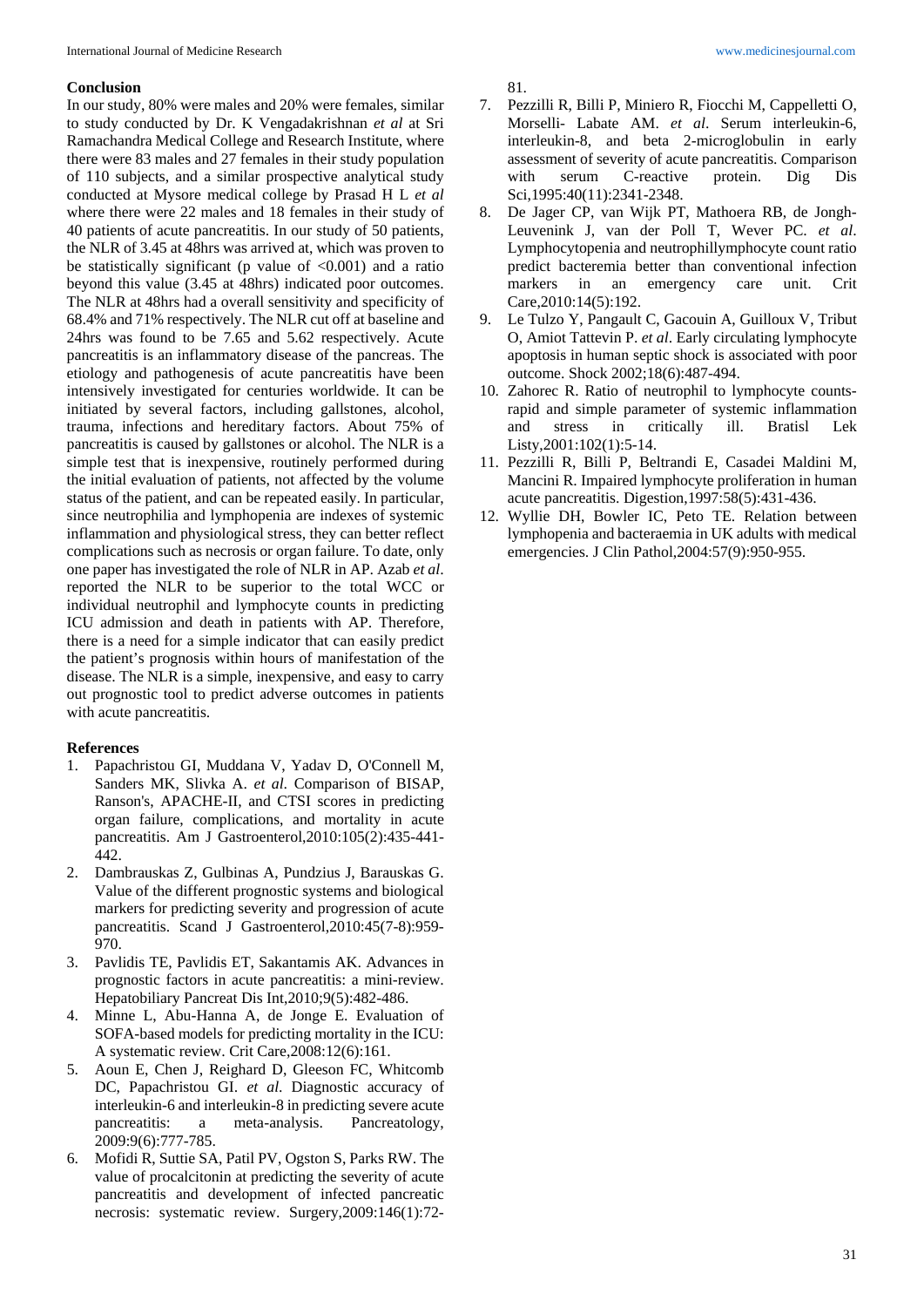## Conclusion

In our study, 80% were males and 20% were females, similar to study conducted by Dr. K Vengadakrishnan *et al* at Sri Ramachandra Medical College and Research Institute, where there were 83 males and 27 females in their study population of 110 subjects, and a similar prospective analytical study conducted at Mysore medical college by Prasad H L *et al* where there were 22 males and 18 females in their study of 40 patients of acute pancreatitis. In our study of 50 patients, the NLR of 3.45 at 48hrs was arrived at, which was proven to be statistically significant (p value of <0.001) and a ratio beyond this value (3.45 at 48hrs) indicated poor outcomes. The NLR at 48hrs had a overall sensitivity and specificity of 68.4% and 71% respectively. The NLR cut off at baseline and 24hrs was found to be 7.65 and 5.62 respectively. Acute pancreatitis is an inflammatory disease of the pancreas. The etiology and pathogenesis of acute pancreatitis have been intensively investigated for centuries worldwide. It can be initiated by several factors, including gallstones, alcohol, trauma, infections and hereditary factors. About 75% of pancreatitis is caused by gallstones or alcohol. The NLR is a simple test that is inexpensive, routinely performed during the initial evaluation of patients, not affected by the volume status of the patient, and can be repeated easily. In particular, since neutrophilia and lymphopenia are indexes of systemic inflammation and physiological stress, they can better reflect complications such as necrosis or organ failure. To date, only one paper has investigated the role of NLR in AP. Azab *et al*. reported the NLR to be superior to the total WCC or individual neutrophil and lymphocyte counts in predicting ICU admission and death in patients with AP. Therefore, there is a need for a simple indicator that can easily predict the patient's prognosis within hours of manifestation of the disease. The NLR is a simple, inexpensive, and easy to carry out prognostic tool to predict adverse outcomes in patients with acute pancreatitis.

## References

1. Papachristou GI, Muddana V, Yadav D, O'Connell M, Sanders MK, Slivka A. *et al.* Comparison of BISAP, Ranson's, APACHE-II, and CTSI scores in predicting organ failure, complications, and mortality in acute pancreatitis. Am J Gastroenterol,2010:105(2):435-441-442.
2. Dambrauskas Z, Gulbinas A, Pundzius J, Barauskas G. Value of the different prognostic systems and biological markers for predicting severity and progression of acute pancreatitis. Scand J Gastroenterol,2010:45(7-8):959-970.
3. Pavlidis TE, Pavlidis ET, Sakantamis AK. Advances in prognostic factors in acute pancreatitis: a mini-review. Hepatobiliary Pancreat Dis Int,2010;9(5):482-486.
4. Minne L, Abu-Hanna A, de Jonge E. Evaluation of SOFA-based models for predicting mortality in the ICU: A systematic review. Crit Care,2008:12(6):161.
5. Aoun E, Chen J, Reighard D, Gleeson FC, Whitcomb DC, Papachristou GI. *et al*. Diagnostic accuracy of interleukin-6 and interleukin-8 in predicting severe acute pancreatitis: a meta-analysis. Pancreatology, 2009:9(6):777-785.
6. Mofidi R, Suttie SA, Patil PV, Ogston S, Parks RW. The value of procalcitonin at predicting the severity of acute pancreatitis and development of infected pancreatic necrosis: systematic review. Surgery,2009:146(1):72-81.
7. Pezzilli R, Billi P, Miniero R, Fiocchi M, Cappelletti O, Morselli- Labate AM. *et al*. Serum interleukin-6, interleukin-8, and beta 2-microglobulin in early assessment of severity of acute pancreatitis. Comparison with serum C-reactive protein. Dig Dis Sci,1995:40(11):2341-2348.
8. De Jager CP, van Wijk PT, Mathoera RB, de Jongh-Leuvenink J, van der Poll T, Wever PC. *et al*. Lymphocytopenia and neutrophillymphocyte count ratio predict bacteremia better than conventional infection markers in an emergency care unit. Crit Care,2010:14(5):192.
9. Le Tulzo Y, Pangault C, Gacouin A, Guilloux V, Tribut O, Amiot Tattevin P. *et al*. Early circulating lymphocyte apoptosis in human septic shock is associated with poor outcome. Shock 2002;18(6):487-494.
10. Zahorec R. Ratio of neutrophil to lymphocyte counts-rapid and simple parameter of systemic inflammation and stress in critically ill. Bratisl Lek Listy,2001:102(1):5-14.
11. Pezzilli R, Billi P, Beltrandi E, Casadei Maldini M, Mancini R. Impaired lymphocyte proliferation in human acute pancreatitis. Digestion,1997:58(5):431-436.
12. Wyllie DH, Bowler IC, Peto TE. Relation between lymphopenia and bacteraemia in UK adults with medical emergencies. J Clin Pathol,2004:57(9):950-955.